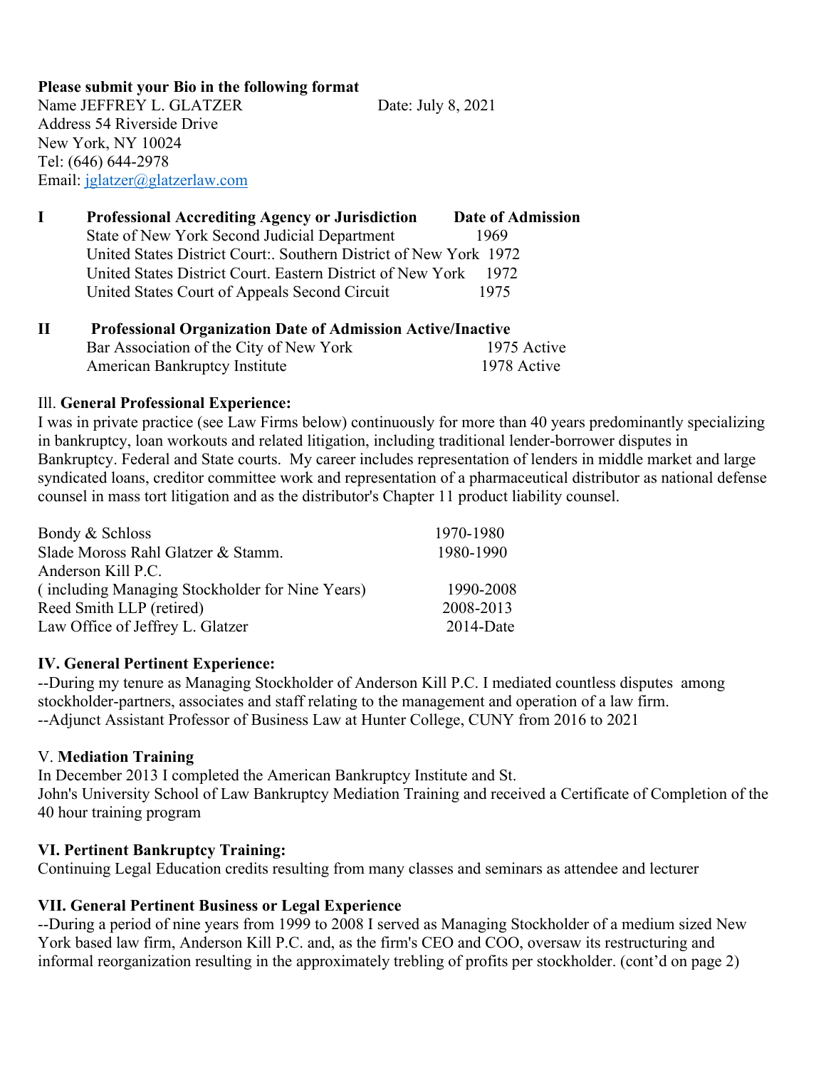**Please submit your Bio in the following format**

Name JEFFREY L. GLATZER Date: July 8, 2021
Address 54 Riverside Drive
New York, NY 10024
Tel: (646) 644-2978
Email: jglatzer@glatzerlaw.com

| I | **Professional Accrediting Agency or Jurisdiction** | **Date of Admission** |
|---|---|---|
| | State of New York Second Judicial Department | 1969 |
| | United States District Court:. Southern District of New York | 1972 |
| | United States District Court. Eastern District of New York | 1972 |
| | United States Court of Appeals Second Circuit | 1975 |

| II | **Professional Organization Date of Admission Active/Inactive** | |
|---|---|---|
| | Bar Association of the City of New York | 1975 Active |
| | American Bankruptcy Institute | 1978 Active |

Ill. **General Professional Experience:**

I was in private practice (see Law Firms below) continuously for more than 40 years predominantly specializing in bankruptcy, loan workouts and related litigation, including traditional lender-borrower disputes in Bankruptcy. Federal and State courts. My career includes representation of lenders in middle market and large syndicated loans, creditor committee work and representation of a pharmaceutical distributor as national defense counsel in mass tort litigation and as the distributor's Chapter 11 product liability counsel.

| | |
|---|---|
| Bondy & Schloss | 1970-1980 |
| Slade Moross Rahl Glatzer & Stamm. | 1980-1990 |
| Anderson Kill P.C. ( including Managing Stockholder for Nine Years) | 1990-2008 |
| Reed Smith LLP (retired) | 2008-2013 |
| Law Office of Jeffrey L. Glatzer | 2014-Date |

**IV. General Pertinent Experience:**

--During my tenure as Managing Stockholder of Anderson Kill P.C. I mediated countless disputes among stockholder-partners, associates and staff relating to the management and operation of a law firm.
--Adjunct Assistant Professor of Business Law at Hunter College, CUNY from 2016 to 2021

V. **Mediation Training**

In December 2013 I completed the American Bankruptcy Institute and St. John's University School of Law Bankruptcy Mediation Training and received a Certificate of Completion of the 40 hour training program

**VI. Pertinent Bankruptcy Training:**

Continuing Legal Education credits resulting from many classes and seminars as attendee and lecturer

**VII. General Pertinent Business or Legal Experience**

--During a period of nine years from 1999 to 2008 I served as Managing Stockholder of a medium sized New York based law firm, Anderson Kill P.C. and, as the firm's CEO and COO, oversaw its restructuring and informal reorganization resulting in the approximately trebling of profits per stockholder. (cont'd on page 2)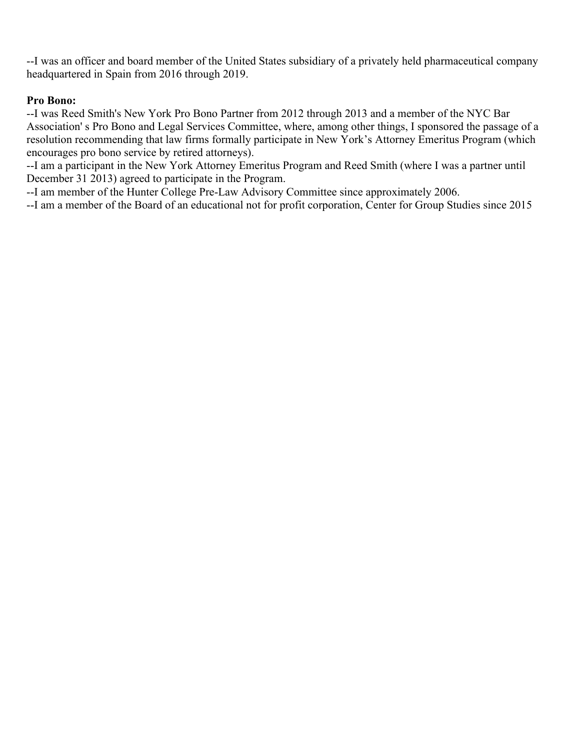--I was an officer and board member of the United States subsidiary of a privately held pharmaceutical company headquartered in Spain from 2016 through 2019.

**Pro Bono:**

--I was Reed Smith's New York Pro Bono Partner from 2012 through 2013 and a member of the NYC Bar Association' s Pro Bono and Legal Services Committee, where, among other things, I sponsored the passage of a resolution recommending that law firms formally participate in New York's Attorney Emeritus Program (which encourages pro bono service by retired attorneys).

--I am a participant in the New York Attorney Emeritus Program and Reed Smith (where I was a partner until December 31 2013) agreed to participate in the Program.

--I am member of the Hunter College Pre-Law Advisory Committee since approximately 2006.

--I am a member of the Board of an educational not for profit corporation, Center for Group Studies since 2015